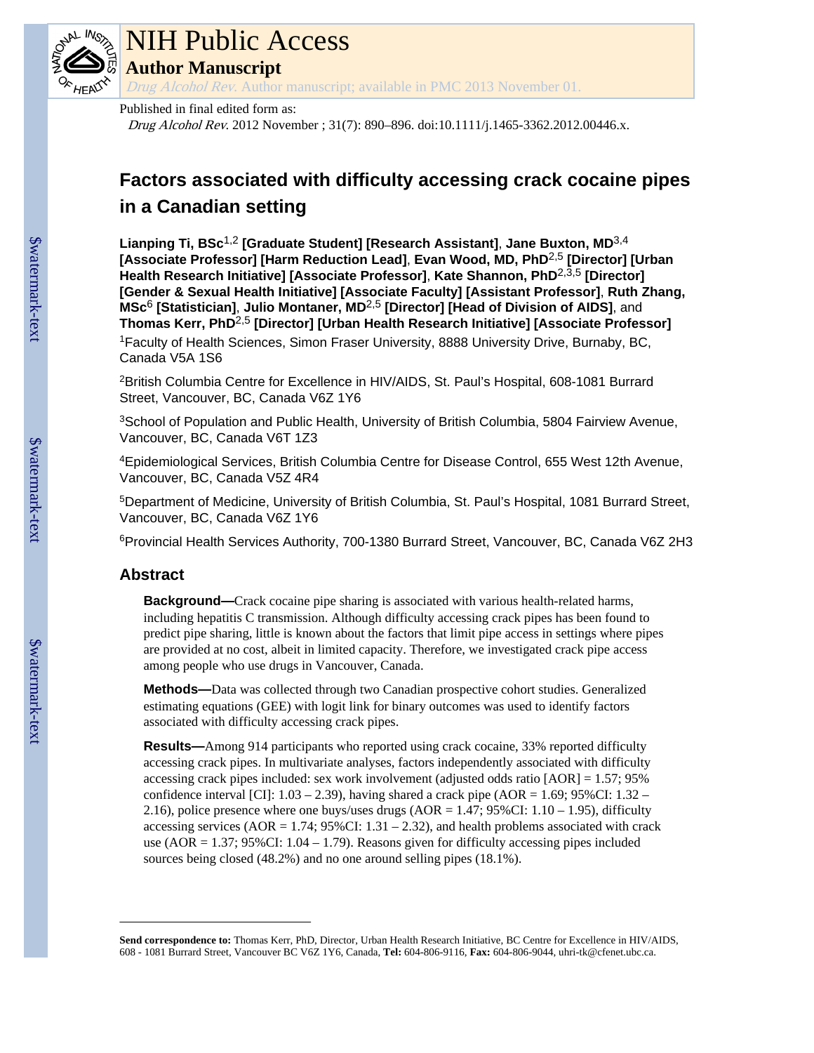NIH Public Access

Author Manuscript

*Drug Alcohol Rev.* Author manuscript; available in PMC 2013 November 01.

Published in final edited form as:

*Drug Alcohol Rev.* 2012 November ; 31(7): 890–896. doi:10.1111/j.1465-3362.2012.00446.x.

# Factors associated with difficulty accessing crack cocaine pipes in a Canadian setting

**Lianping Ti, BSc[1,2] [Graduate Student] [Research Assistant], Jane Buxton, MD[3,4] [Associate Professor] [Harm Reduction Lead], Evan Wood, MD, PhD[2,5] [Director] [Urban Health Research Initiative] [Associate Professor], Kate Shannon, PhD[2,3,5] [Director] [Gender & Sexual Health Initiative] [Associate Faculty] [Assistant Professor], Ruth Zhang, MSc[6] [Statistician], Julio Montaner, MD[2,5] [Director] [Head of Division of AIDS], and Thomas Kerr, PhD[2,5] [Director] [Urban Health Research Initiative] [Associate Professor]**

[1]Faculty of Health Sciences, Simon Fraser University, 8888 University Drive, Burnaby, BC, Canada V5A 1S6

[2]British Columbia Centre for Excellence in HIV/AIDS, St. Paul's Hospital, 608-1081 Burrard Street, Vancouver, BC, Canada V6Z 1Y6

[3]School of Population and Public Health, University of British Columbia, 5804 Fairview Avenue, Vancouver, BC, Canada V6T 1Z3

[4]Epidemiological Services, British Columbia Centre for Disease Control, 655 West 12th Avenue, Vancouver, BC, Canada V5Z 4R4

[5]Department of Medicine, University of British Columbia, St. Paul's Hospital, 1081 Burrard Street, Vancouver, BC, Canada V6Z 1Y6

[6]Provincial Health Services Authority, 700-1380 Burrard Street, Vancouver, BC, Canada V6Z 2H3

## Abstract

**Background—**Crack cocaine pipe sharing is associated with various health-related harms, including hepatitis C transmission. Although difficulty accessing crack pipes has been found to predict pipe sharing, little is known about the factors that limit pipe access in settings where pipes are provided at no cost, albeit in limited capacity. Therefore, we investigated crack pipe access among people who use drugs in Vancouver, Canada.

**Methods—**Data was collected through two Canadian prospective cohort studies. Generalized estimating equations (GEE) with logit link for binary outcomes was used to identify factors associated with difficulty accessing crack pipes.

**Results—**Among 914 participants who reported using crack cocaine, 33% reported difficulty accessing crack pipes. In multivariate analyses, factors independently associated with difficulty accessing crack pipes included: sex work involvement (adjusted odds ratio [AOR] = 1.57; 95% confidence interval [CI]: 1.03 – 2.39), having shared a crack pipe (AOR = 1.69; 95%CI: 1.32 – 2.16), police presence where one buys/uses drugs (AOR = 1.47; 95%CI: 1.10 – 1.95), difficulty accessing services (AOR = 1.74; 95%CI: 1.31 – 2.32), and health problems associated with crack use (AOR = 1.37; 95%CI: 1.04 – 1.79). Reasons given for difficulty accessing pipes included sources being closed (48.2%) and no one around selling pipes (18.1%).

---

**Send correspondence to:** Thomas Kerr, PhD, Director, Urban Health Research Initiative, BC Centre for Excellence in HIV/AIDS, 608 - 1081 Burrard Street, Vancouver BC V6Z 1Y6, Canada, **Tel:** 604-806-9116, **Fax:** 604-806-9044, uhri-tk@cfenet.ubc.ca.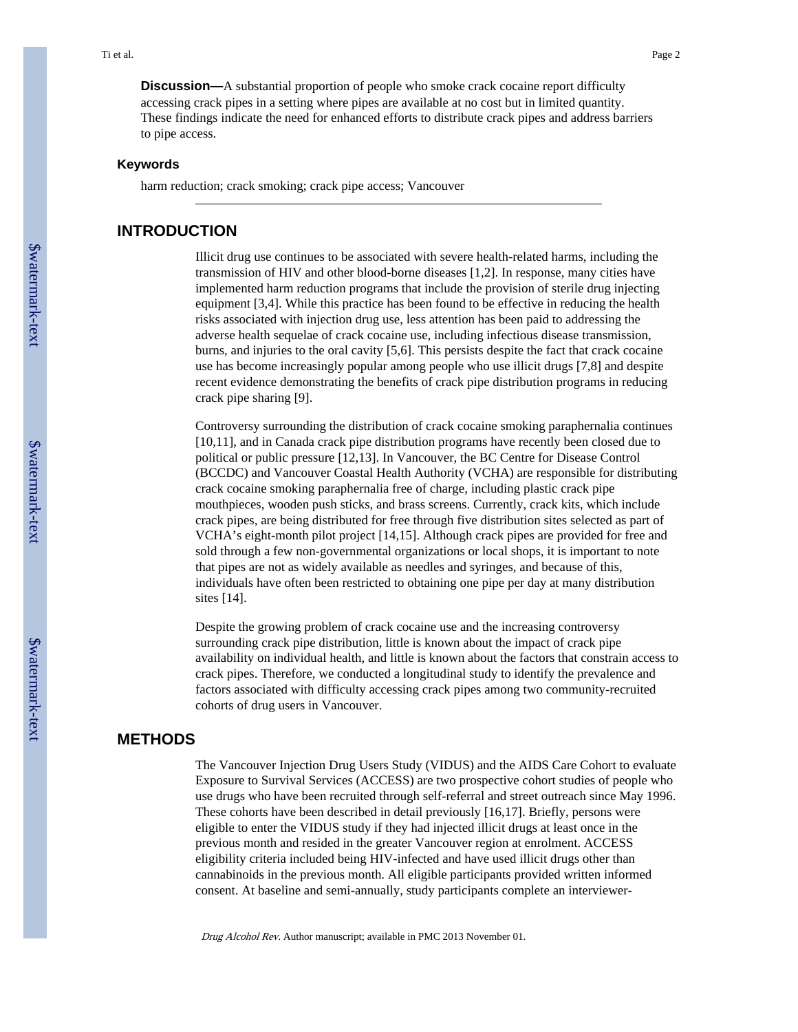**Discussion—**A substantial proportion of people who smoke crack cocaine report difficulty accessing crack pipes in a setting where pipes are available at no cost but in limited quantity. These findings indicate the need for enhanced efforts to distribute crack pipes and address barriers to pipe access.

### Keywords

harm reduction; crack smoking; crack pipe access; Vancouver

## INTRODUCTION

Illicit drug use continues to be associated with severe health-related harms, including the transmission of HIV and other blood-borne diseases [1,2]. In response, many cities have implemented harm reduction programs that include the provision of sterile drug injecting equipment [3,4]. While this practice has been found to be effective in reducing the health risks associated with injection drug use, less attention has been paid to addressing the adverse health sequelae of crack cocaine use, including infectious disease transmission, burns, and injuries to the oral cavity [5,6]. This persists despite the fact that crack cocaine use has become increasingly popular among people who use illicit drugs [7,8] and despite recent evidence demonstrating the benefits of crack pipe distribution programs in reducing crack pipe sharing [9].

Controversy surrounding the distribution of crack cocaine smoking paraphernalia continues [10,11], and in Canada crack pipe distribution programs have recently been closed due to political or public pressure [12,13]. In Vancouver, the BC Centre for Disease Control (BCCDC) and Vancouver Coastal Health Authority (VCHA) are responsible for distributing crack cocaine smoking paraphernalia free of charge, including plastic crack pipe mouthpieces, wooden push sticks, and brass screens. Currently, crack kits, which include crack pipes, are being distributed for free through five distribution sites selected as part of VCHA's eight-month pilot project [14,15]. Although crack pipes are provided for free and sold through a few non-governmental organizations or local shops, it is important to note that pipes are not as widely available as needles and syringes, and because of this, individuals have often been restricted to obtaining one pipe per day at many distribution sites [14].

Despite the growing problem of crack cocaine use and the increasing controversy surrounding crack pipe distribution, little is known about the impact of crack pipe availability on individual health, and little is known about the factors that constrain access to crack pipes. Therefore, we conducted a longitudinal study to identify the prevalence and factors associated with difficulty accessing crack pipes among two community-recruited cohorts of drug users in Vancouver.

## METHODS

The Vancouver Injection Drug Users Study (VIDUS) and the AIDS Care Cohort to evaluate Exposure to Survival Services (ACCESS) are two prospective cohort studies of people who use drugs who have been recruited through self-referral and street outreach since May 1996. These cohorts have been described in detail previously [16,17]. Briefly, persons were eligible to enter the VIDUS study if they had injected illicit drugs at least once in the previous month and resided in the greater Vancouver region at enrolment. ACCESS eligibility criteria included being HIV-infected and have used illicit drugs other than cannabinoids in the previous month. All eligible participants provided written informed consent. At baseline and semi-annually, study participants complete an interviewer-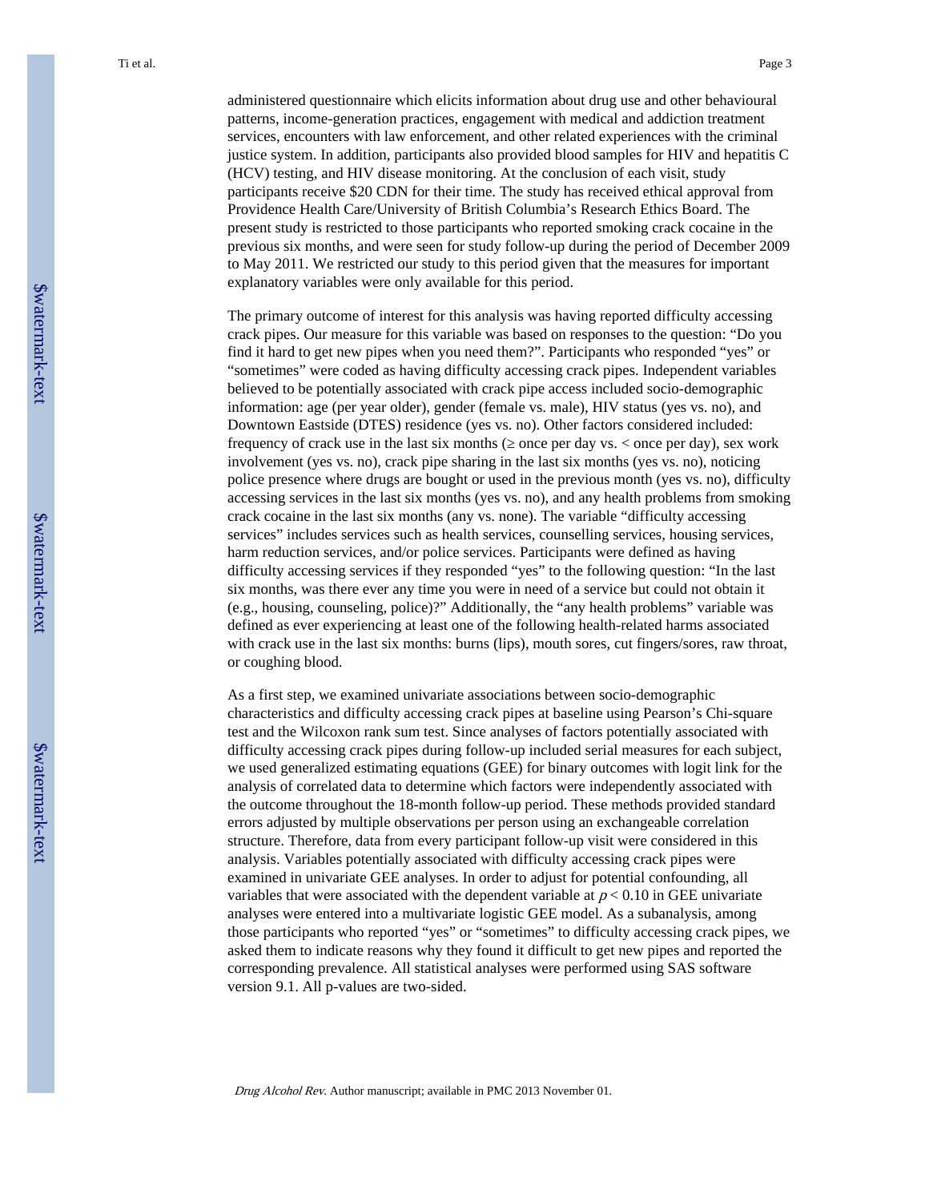administered questionnaire which elicits information about drug use and other behavioural patterns, income-generation practices, engagement with medical and addiction treatment services, encounters with law enforcement, and other related experiences with the criminal justice system. In addition, participants also provided blood samples for HIV and hepatitis C (HCV) testing, and HIV disease monitoring. At the conclusion of each visit, study participants receive $20 CDN for their time. The study has received ethical approval from Providence Health Care/University of British Columbia's Research Ethics Board. The present study is restricted to those participants who reported smoking crack cocaine in the previous six months, and were seen for study follow-up during the period of December 2009 to May 2011. We restricted our study to this period given that the measures for important explanatory variables were only available for this period.

The primary outcome of interest for this analysis was having reported difficulty accessing crack pipes. Our measure for this variable was based on responses to the question: "Do you find it hard to get new pipes when you need them?". Participants who responded "yes" or "sometimes" were coded as having difficulty accessing crack pipes. Independent variables believed to be potentially associated with crack pipe access included socio-demographic information: age (per year older), gender (female vs. male), HIV status (yes vs. no), and Downtown Eastside (DTES) residence (yes vs. no). Other factors considered included: frequency of crack use in the last six months (≥ once per day vs. < once per day), sex work involvement (yes vs. no), crack pipe sharing in the last six months (yes vs. no), noticing police presence where drugs are bought or used in the previous month (yes vs. no), difficulty accessing services in the last six months (yes vs. no), and any health problems from smoking crack cocaine in the last six months (any vs. none). The variable "difficulty accessing services" includes services such as health services, counselling services, housing services, harm reduction services, and/or police services. Participants were defined as having difficulty accessing services if they responded "yes" to the following question: "In the last six months, was there ever any time you were in need of a service but could not obtain it (e.g., housing, counseling, police)?" Additionally, the "any health problems" variable was defined as ever experiencing at least one of the following health-related harms associated with crack use in the last six months: burns (lips), mouth sores, cut fingers/sores, raw throat, or coughing blood.

As a first step, we examined univariate associations between socio-demographic characteristics and difficulty accessing crack pipes at baseline using Pearson's Chi-square test and the Wilcoxon rank sum test. Since analyses of factors potentially associated with difficulty accessing crack pipes during follow-up included serial measures for each subject, we used generalized estimating equations (GEE) for binary outcomes with logit link for the analysis of correlated data to determine which factors were independently associated with the outcome throughout the 18-month follow-up period. These methods provided standard errors adjusted by multiple observations per person using an exchangeable correlation structure. Therefore, data from every participant follow-up visit were considered in this analysis. Variables potentially associated with difficulty accessing crack pipes were examined in univariate GEE analyses. In order to adjust for potential confounding, all variables that were associated with the dependent variable at $p < 0.10$ in GEE univariate analyses were entered into a multivariate logistic GEE model. As a subanalysis, among those participants who reported "yes" or "sometimes" to difficulty accessing crack pipes, we asked them to indicate reasons why they found it difficult to get new pipes and reported the corresponding prevalence. All statistical analyses were performed using SAS software version 9.1. All p-values are two-sided.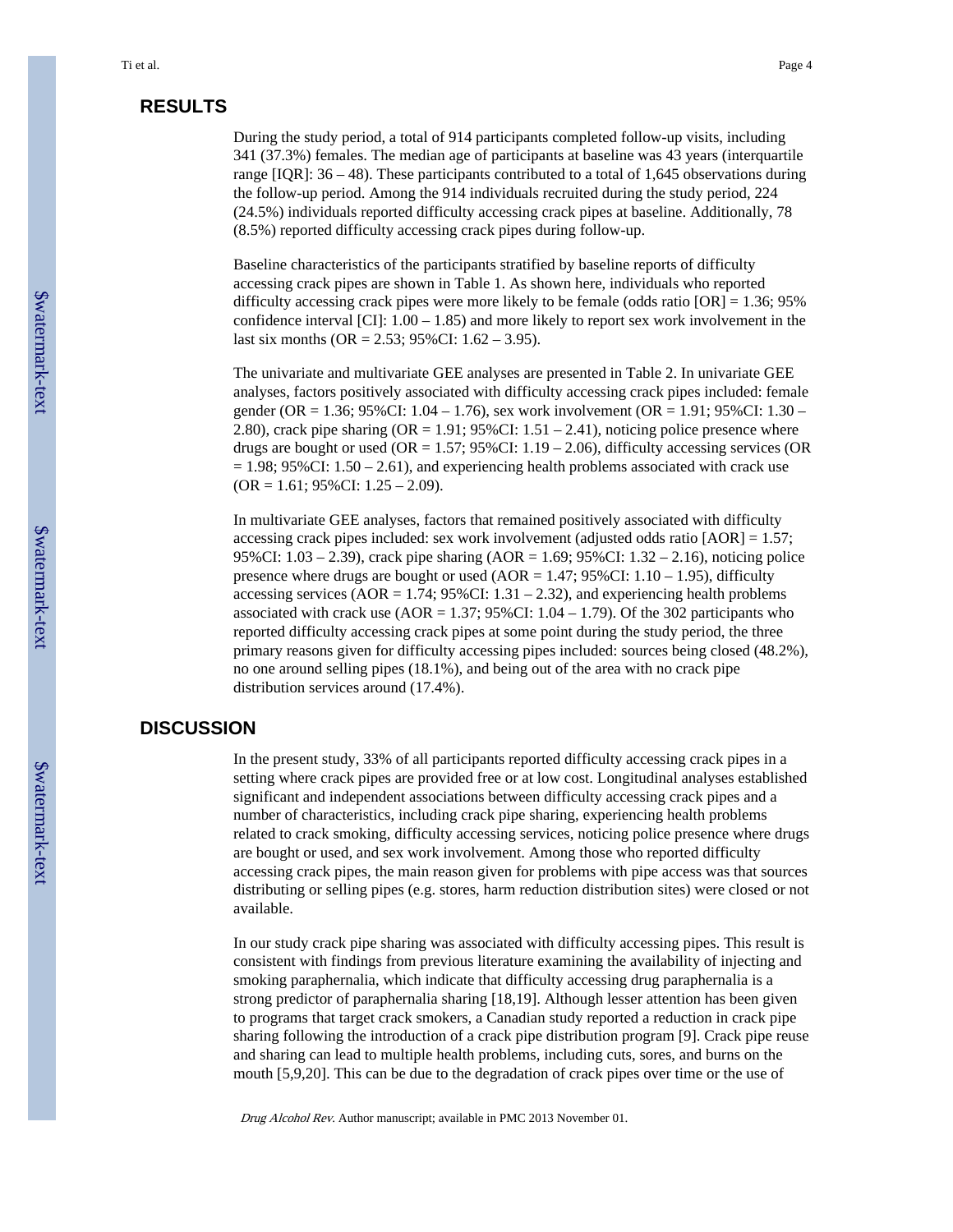## RESULTS

During the study period, a total of 914 participants completed follow-up visits, including 341 (37.3%) females. The median age of participants at baseline was 43 years (interquartile range [IQR]: 36 – 48). These participants contributed to a total of 1,645 observations during the follow-up period. Among the 914 individuals recruited during the study period, 224 (24.5%) individuals reported difficulty accessing crack pipes at baseline. Additionally, 78 (8.5%) reported difficulty accessing crack pipes during follow-up.

Baseline characteristics of the participants stratified by baseline reports of difficulty accessing crack pipes are shown in Table 1. As shown here, individuals who reported difficulty accessing crack pipes were more likely to be female (odds ratio [OR] = 1.36; 95% confidence interval [CI]: 1.00 – 1.85) and more likely to report sex work involvement in the last six months (OR = 2.53; 95%CI: 1.62 – 3.95).

The univariate and multivariate GEE analyses are presented in Table 2. In univariate GEE analyses, factors positively associated with difficulty accessing crack pipes included: female gender (OR = 1.36; 95%CI: 1.04 – 1.76), sex work involvement (OR = 1.91; 95%CI: 1.30 – 2.80), crack pipe sharing (OR = 1.91; 95%CI: 1.51 – 2.41), noticing police presence where drugs are bought or used (OR = 1.57; 95%CI: 1.19 – 2.06), difficulty accessing services (OR = 1.98; 95%CI: 1.50 – 2.61), and experiencing health problems associated with crack use (OR = 1.61; 95%CI: 1.25 – 2.09).

In multivariate GEE analyses, factors that remained positively associated with difficulty accessing crack pipes included: sex work involvement (adjusted odds ratio [AOR] = 1.57; 95%CI: 1.03 – 2.39), crack pipe sharing (AOR = 1.69; 95%CI: 1.32 – 2.16), noticing police presence where drugs are bought or used (AOR = 1.47; 95%CI: 1.10 – 1.95), difficulty accessing services (AOR = 1.74; 95%CI: 1.31 – 2.32), and experiencing health problems associated with crack use (AOR = 1.37; 95%CI: 1.04 – 1.79). Of the 302 participants who reported difficulty accessing crack pipes at some point during the study period, the three primary reasons given for difficulty accessing pipes included: sources being closed (48.2%), no one around selling pipes (18.1%), and being out of the area with no crack pipe distribution services around (17.4%).

## DISCUSSION

In the present study, 33% of all participants reported difficulty accessing crack pipes in a setting where crack pipes are provided free or at low cost. Longitudinal analyses established significant and independent associations between difficulty accessing crack pipes and a number of characteristics, including crack pipe sharing, experiencing health problems related to crack smoking, difficulty accessing services, noticing police presence where drugs are bought or used, and sex work involvement. Among those who reported difficulty accessing crack pipes, the main reason given for problems with pipe access was that sources distributing or selling pipes (e.g. stores, harm reduction distribution sites) were closed or not available.

In our study crack pipe sharing was associated with difficulty accessing pipes. This result is consistent with findings from previous literature examining the availability of injecting and smoking paraphernalia, which indicate that difficulty accessing drug paraphernalia is a strong predictor of paraphernalia sharing [18,19]. Although lesser attention has been given to programs that target crack smokers, a Canadian study reported a reduction in crack pipe sharing following the introduction of a crack pipe distribution program [9]. Crack pipe reuse and sharing can lead to multiple health problems, including cuts, sores, and burns on the mouth [5,9,20]. This can be due to the degradation of crack pipes over time or the use of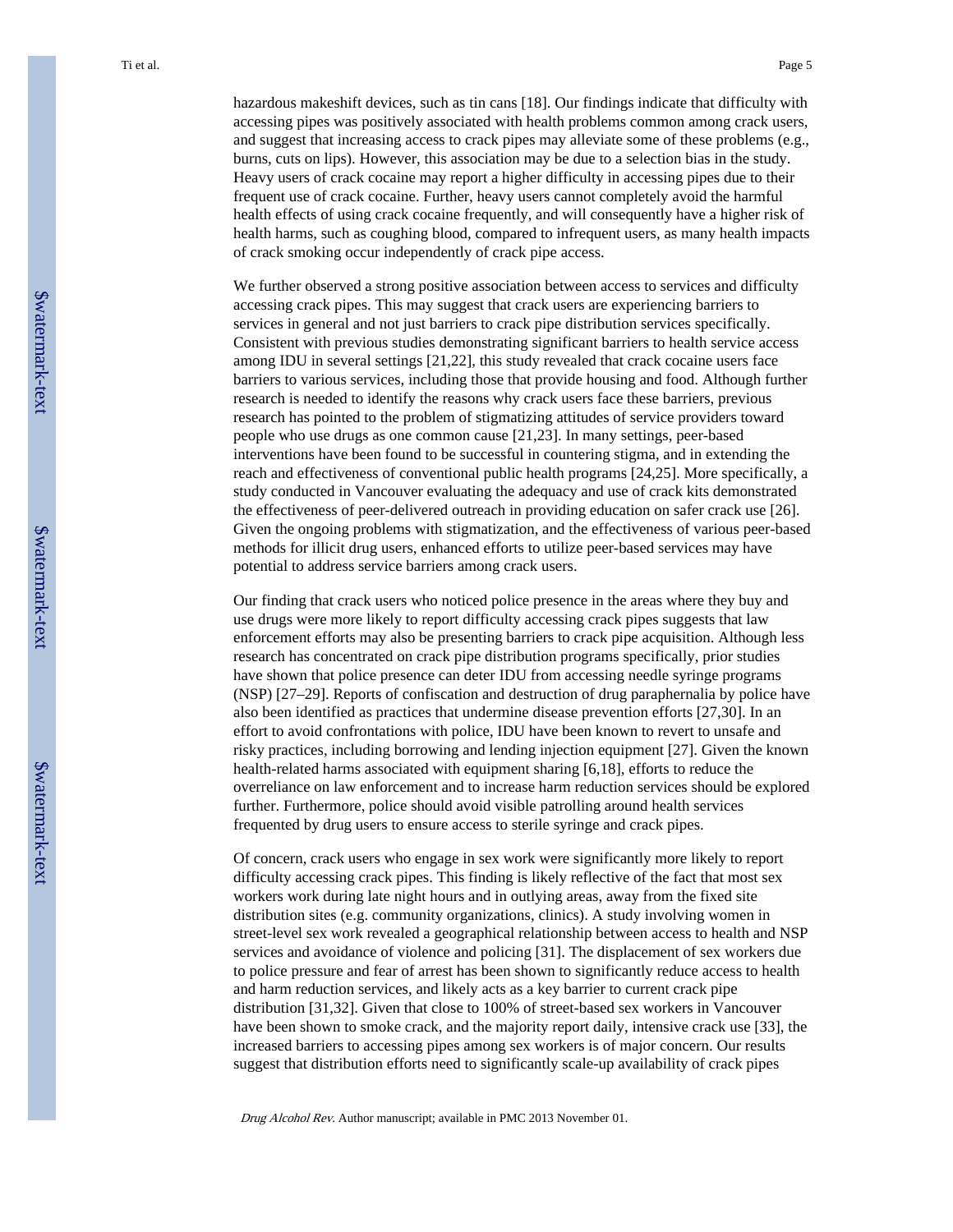hazardous makeshift devices, such as tin cans [18]. Our findings indicate that difficulty with accessing pipes was positively associated with health problems common among crack users, and suggest that increasing access to crack pipes may alleviate some of these problems (e.g., burns, cuts on lips). However, this association may be due to a selection bias in the study. Heavy users of crack cocaine may report a higher difficulty in accessing pipes due to their frequent use of crack cocaine. Further, heavy users cannot completely avoid the harmful health effects of using crack cocaine frequently, and will consequently have a higher risk of health harms, such as coughing blood, compared to infrequent users, as many health impacts of crack smoking occur independently of crack pipe access.

We further observed a strong positive association between access to services and difficulty accessing crack pipes. This may suggest that crack users are experiencing barriers to services in general and not just barriers to crack pipe distribution services specifically. Consistent with previous studies demonstrating significant barriers to health service access among IDU in several settings [21,22], this study revealed that crack cocaine users face barriers to various services, including those that provide housing and food. Although further research is needed to identify the reasons why crack users face these barriers, previous research has pointed to the problem of stigmatizing attitudes of service providers toward people who use drugs as one common cause [21,23]. In many settings, peer-based interventions have been found to be successful in countering stigma, and in extending the reach and effectiveness of conventional public health programs [24,25]. More specifically, a study conducted in Vancouver evaluating the adequacy and use of crack kits demonstrated the effectiveness of peer-delivered outreach in providing education on safer crack use [26]. Given the ongoing problems with stigmatization, and the effectiveness of various peer-based methods for illicit drug users, enhanced efforts to utilize peer-based services may have potential to address service barriers among crack users.

Our finding that crack users who noticed police presence in the areas where they buy and use drugs were more likely to report difficulty accessing crack pipes suggests that law enforcement efforts may also be presenting barriers to crack pipe acquisition. Although less research has concentrated on crack pipe distribution programs specifically, prior studies have shown that police presence can deter IDU from accessing needle syringe programs (NSP) [27–29]. Reports of confiscation and destruction of drug paraphernalia by police have also been identified as practices that undermine disease prevention efforts [27,30]. In an effort to avoid confrontations with police, IDU have been known to revert to unsafe and risky practices, including borrowing and lending injection equipment [27]. Given the known health-related harms associated with equipment sharing [6,18], efforts to reduce the overreliance on law enforcement and to increase harm reduction services should be explored further. Furthermore, police should avoid visible patrolling around health services frequented by drug users to ensure access to sterile syringe and crack pipes.

Of concern, crack users who engage in sex work were significantly more likely to report difficulty accessing crack pipes. This finding is likely reflective of the fact that most sex workers work during late night hours and in outlying areas, away from the fixed site distribution sites (e.g. community organizations, clinics). A study involving women in street-level sex work revealed a geographical relationship between access to health and NSP services and avoidance of violence and policing [31]. The displacement of sex workers due to police pressure and fear of arrest has been shown to significantly reduce access to health and harm reduction services, and likely acts as a key barrier to current crack pipe distribution [31,32]. Given that close to 100% of street-based sex workers in Vancouver have been shown to smoke crack, and the majority report daily, intensive crack use [33], the increased barriers to accessing pipes among sex workers is of major concern. Our results suggest that distribution efforts need to significantly scale-up availability of crack pipes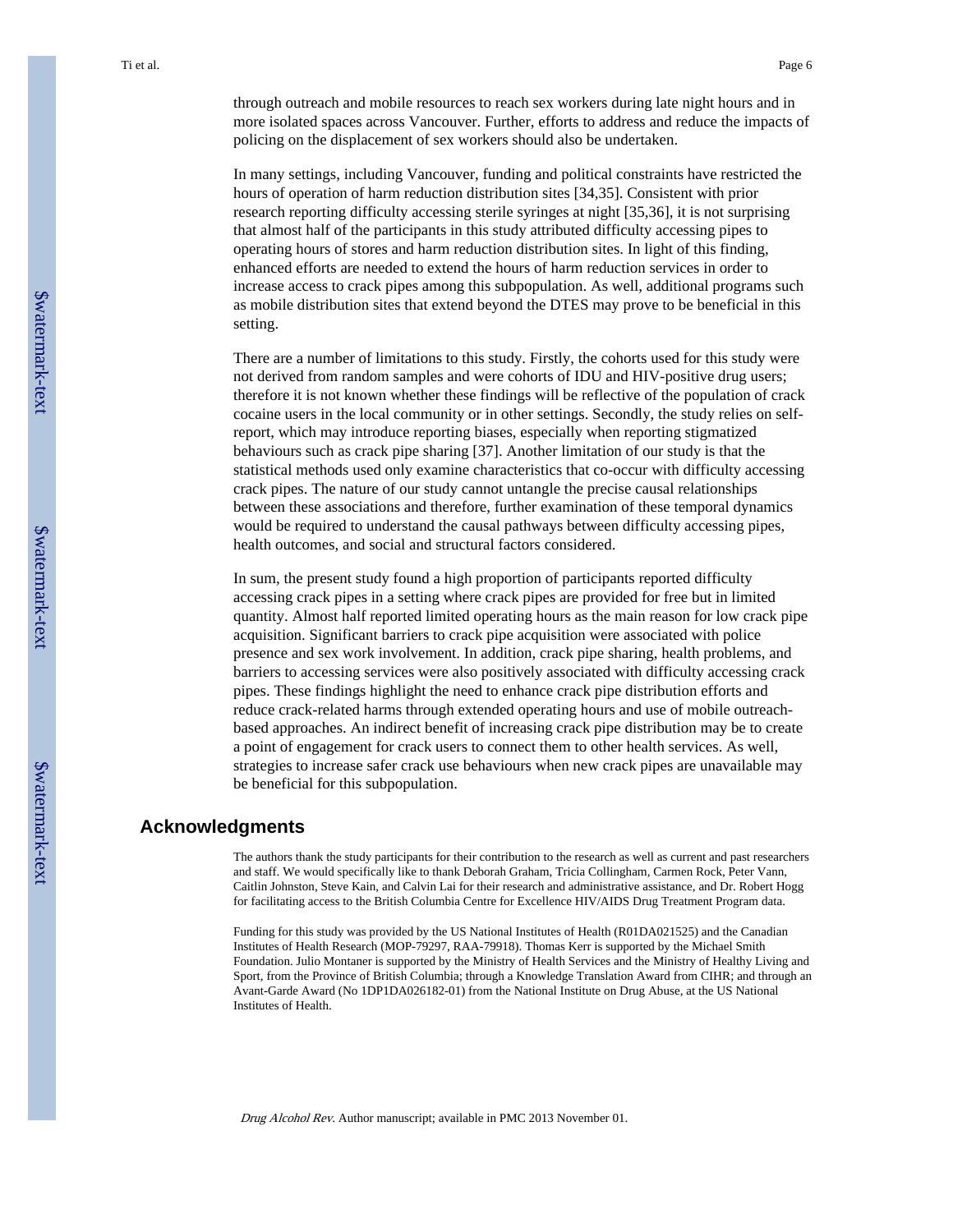through outreach and mobile resources to reach sex workers during late night hours and in more isolated spaces across Vancouver. Further, efforts to address and reduce the impacts of policing on the displacement of sex workers should also be undertaken.

In many settings, including Vancouver, funding and political constraints have restricted the hours of operation of harm reduction distribution sites [34,35]. Consistent with prior research reporting difficulty accessing sterile syringes at night [35,36], it is not surprising that almost half of the participants in this study attributed difficulty accessing pipes to operating hours of stores and harm reduction distribution sites. In light of this finding, enhanced efforts are needed to extend the hours of harm reduction services in order to increase access to crack pipes among this subpopulation. As well, additional programs such as mobile distribution sites that extend beyond the DTES may prove to be beneficial in this setting.

There are a number of limitations to this study. Firstly, the cohorts used for this study were not derived from random samples and were cohorts of IDU and HIV-positive drug users; therefore it is not known whether these findings will be reflective of the population of crack cocaine users in the local community or in other settings. Secondly, the study relies on self-report, which may introduce reporting biases, especially when reporting stigmatized behaviours such as crack pipe sharing [37]. Another limitation of our study is that the statistical methods used only examine characteristics that co-occur with difficulty accessing crack pipes. The nature of our study cannot untangle the precise causal relationships between these associations and therefore, further examination of these temporal dynamics would be required to understand the causal pathways between difficulty accessing pipes, health outcomes, and social and structural factors considered.

In sum, the present study found a high proportion of participants reported difficulty accessing crack pipes in a setting where crack pipes are provided for free but in limited quantity. Almost half reported limited operating hours as the main reason for low crack pipe acquisition. Significant barriers to crack pipe acquisition were associated with police presence and sex work involvement. In addition, crack pipe sharing, health problems, and barriers to accessing services were also positively associated with difficulty accessing crack pipes. These findings highlight the need to enhance crack pipe distribution efforts and reduce crack-related harms through extended operating hours and use of mobile outreach-based approaches. An indirect benefit of increasing crack pipe distribution may be to create a point of engagement for crack users to connect them to other health services. As well, strategies to increase safer crack use behaviours when new crack pipes are unavailable may be beneficial for this subpopulation.

## Acknowledgments

The authors thank the study participants for their contribution to the research as well as current and past researchers and staff. We would specifically like to thank Deborah Graham, Tricia Collingham, Carmen Rock, Peter Vann, Caitlin Johnston, Steve Kain, and Calvin Lai for their research and administrative assistance, and Dr. Robert Hogg for facilitating access to the British Columbia Centre for Excellence HIV/AIDS Drug Treatment Program data.

Funding for this study was provided by the US National Institutes of Health (R01DA021525) and the Canadian Institutes of Health Research (MOP-79297, RAA-79918). Thomas Kerr is supported by the Michael Smith Foundation. Julio Montaner is supported by the Ministry of Health Services and the Ministry of Healthy Living and Sport, from the Province of British Columbia; through a Knowledge Translation Award from CIHR; and through an Avant-Garde Award (No 1DP1DA026182-01) from the National Institute on Drug Abuse, at the US National Institutes of Health.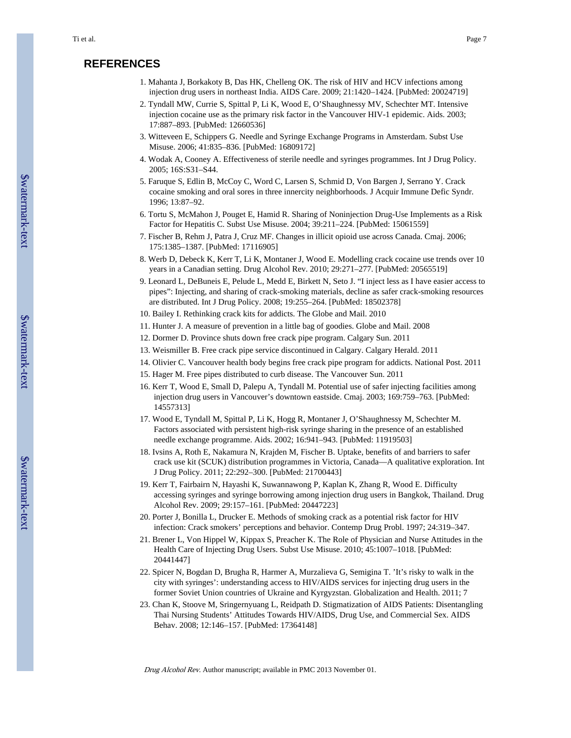## REFERENCES

1. Mahanta J, Borkakoty B, Das HK, Chelleng OK. The risk of HIV and HCV infections among injection drug users in northeast India. AIDS Care. 2009; 21:1420–1424. [PubMed: 20024719]
2. Tyndall MW, Currie S, Spittal P, Li K, Wood E, O'Shaughnessy MV, Schechter MT. Intensive injection cocaine use as the primary risk factor in the Vancouver HIV-1 epidemic. Aids. 2003; 17:887–893. [PubMed: 12660536]
3. Witteveen E, Schippers G. Needle and Syringe Exchange Programs in Amsterdam. Subst Use Misuse. 2006; 41:835–836. [PubMed: 16809172]
4. Wodak A, Cooney A. Effectiveness of sterile needle and syringes programmes. Int J Drug Policy. 2005; 16S:S31–S44.
5. Faruque S, Edlin B, McCoy C, Word C, Larsen S, Schmid D, Von Bargen J, Serrano Y. Crack cocaine smoking and oral sores in three innercity neighborhoods. J Acquir Immune Defic Syndr. 1996; 13:87–92.
6. Tortu S, McMahon J, Pouget E, Hamid R. Sharing of Noninjection Drug-Use Implements as a Risk Factor for Hepatitis C. Subst Use Misuse. 2004; 39:211–224. [PubMed: 15061559]
7. Fischer B, Rehm J, Patra J, Cruz MF. Changes in illicit opioid use across Canada. Cmaj. 2006; 175:1385–1387. [PubMed: 17116905]
8. Werb D, Debeck K, Kerr T, Li K, Montaner J, Wood E. Modelling crack cocaine use trends over 10 years in a Canadian setting. Drug Alcohol Rev. 2010; 29:271–277. [PubMed: 20565519]
9. Leonard L, DeBuneis E, Pelude L, Medd E, Birkett N, Seto J. "I inject less as I have easier access to pipes": Injecting, and sharing of crack-smoking materials, decline as safer crack-smoking resources are distributed. Int J Drug Policy. 2008; 19:255–264. [PubMed: 18502378]
10. Bailey I. Rethinking crack kits for addicts. The Globe and Mail. 2010
11. Hunter J. A measure of prevention in a little bag of goodies. Globe and Mail. 2008
12. Dormer D. Province shuts down free crack pipe program. Calgary Sun. 2011
13. Weismiller B. Free crack pipe service discontinued in Calgary. Calgary Herald. 2011
14. Olivier C. Vancouver health body begins free crack pipe program for addicts. National Post. 2011
15. Hager M. Free pipes distributed to curb disease. The Vancouver Sun. 2011
16. Kerr T, Wood E, Small D, Palepu A, Tyndall M. Potential use of safer injecting facilities among injection drug users in Vancouver's downtown eastside. Cmaj. 2003; 169:759–763. [PubMed: 14557313]
17. Wood E, Tyndall M, Spittal P, Li K, Hogg R, Montaner J, O'Shaughnessy M, Schechter M. Factors associated with persistent high-risk syringe sharing in the presence of an established needle exchange programme. Aids. 2002; 16:941–943. [PubMed: 11919503]
18. Ivsins A, Roth E, Nakamura N, Krajden M, Fischer B. Uptake, benefits of and barriers to safer crack use kit (SCUK) distribution programmes in Victoria, Canada—A qualitative exploration. Int J Drug Policy. 2011; 22:292–300. [PubMed: 21700443]
19. Kerr T, Fairbairn N, Hayashi K, Suwannawong P, Kaplan K, Zhang R, Wood E. Difficulty accessing syringes and syringe borrowing among injection drug users in Bangkok, Thailand. Drug Alcohol Rev. 2009; 29:157–161. [PubMed: 20447223]
20. Porter J, Bonilla L, Drucker E. Methods of smoking crack as a potential risk factor for HIV infection: Crack smokers' perceptions and behavior. Contemp Drug Probl. 1997; 24:319–347.
21. Brener L, Von Hippel W, Kippax S, Preacher K. The Role of Physician and Nurse Attitudes in the Health Care of Injecting Drug Users. Subst Use Misuse. 2010; 45:1007–1018. [PubMed: 20441447]
22. Spicer N, Bogdan D, Brugha R, Harmer A, Murzalieva G, Semigina T. 'It's risky to walk in the city with syringes': understanding access to HIV/AIDS services for injecting drug users in the former Soviet Union countries of Ukraine and Kyrgyzstan. Globalization and Health. 2011; 7
23. Chan K, Stoove M, Sringernyuang L, Reidpath D. Stigmatization of AIDS Patients: Disentangling Thai Nursing Students' Attitudes Towards HIV/AIDS, Drug Use, and Commercial Sex. AIDS Behav. 2008; 12:146–157. [PubMed: 17364148]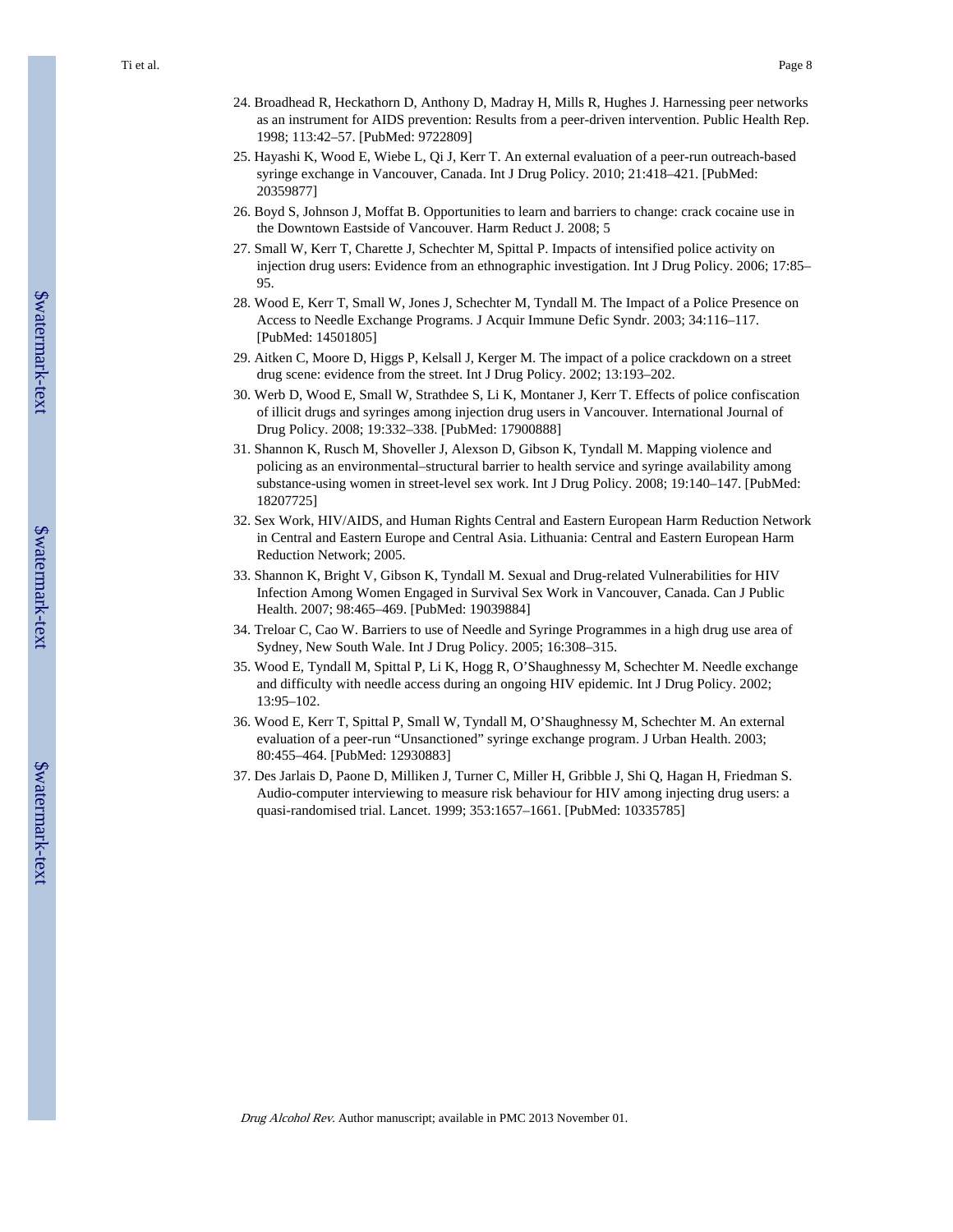24. Broadhead R, Heckathorn D, Anthony D, Madray H, Mills R, Hughes J. Harnessing peer networks as an instrument for AIDS prevention: Results from a peer-driven intervention. Public Health Rep. 1998; 113:42–57. [PubMed: 9722809]
25. Hayashi K, Wood E, Wiebe L, Qi J, Kerr T. An external evaluation of a peer-run outreach-based syringe exchange in Vancouver, Canada. Int J Drug Policy. 2010; 21:418–421. [PubMed: 20359877]
26. Boyd S, Johnson J, Moffat B. Opportunities to learn and barriers to change: crack cocaine use in the Downtown Eastside of Vancouver. Harm Reduct J. 2008; 5
27. Small W, Kerr T, Charette J, Schechter M, Spittal P. Impacts of intensified police activity on injection drug users: Evidence from an ethnographic investigation. Int J Drug Policy. 2006; 17:85–95.
28. Wood E, Kerr T, Small W, Jones J, Schechter M, Tyndall M. The Impact of a Police Presence on Access to Needle Exchange Programs. J Acquir Immune Defic Syndr. 2003; 34:116–117. [PubMed: 14501805]
29. Aitken C, Moore D, Higgs P, Kelsall J, Kerger M. The impact of a police crackdown on a street drug scene: evidence from the street. Int J Drug Policy. 2002; 13:193–202.
30. Werb D, Wood E, Small W, Strathdee S, Li K, Montaner J, Kerr T. Effects of police confiscation of illicit drugs and syringes among injection drug users in Vancouver. International Journal of Drug Policy. 2008; 19:332–338. [PubMed: 17900888]
31. Shannon K, Rusch M, Shoveller J, Alexson D, Gibson K, Tyndall M. Mapping violence and policing as an environmental–structural barrier to health service and syringe availability among substance-using women in street-level sex work. Int J Drug Policy. 2008; 19:140–147. [PubMed: 18207725]
32. Sex Work, HIV/AIDS, and Human Rights Central and Eastern European Harm Reduction Network in Central and Eastern Europe and Central Asia. Lithuania: Central and Eastern European Harm Reduction Network; 2005.
33. Shannon K, Bright V, Gibson K, Tyndall M. Sexual and Drug-related Vulnerabilities for HIV Infection Among Women Engaged in Survival Sex Work in Vancouver, Canada. Can J Public Health. 2007; 98:465–469. [PubMed: 19039884]
34. Treloar C, Cao W. Barriers to use of Needle and Syringe Programmes in a high drug use area of Sydney, New South Wale. Int J Drug Policy. 2005; 16:308–315.
35. Wood E, Tyndall M, Spittal P, Li K, Hogg R, O'Shaughnessy M, Schechter M. Needle exchange and difficulty with needle access during an ongoing HIV epidemic. Int J Drug Policy. 2002; 13:95–102.
36. Wood E, Kerr T, Spittal P, Small W, Tyndall M, O'Shaughnessy M, Schechter M. An external evaluation of a peer-run "Unsanctioned" syringe exchange program. J Urban Health. 2003; 80:455–464. [PubMed: 12930883]
37. Des Jarlais D, Paone D, Milliken J, Turner C, Miller H, Gribble J, Shi Q, Hagan H, Friedman S. Audio-computer interviewing to measure risk behaviour for HIV among injecting drug users: a quasi-randomised trial. Lancet. 1999; 353:1657–1661. [PubMed: 10335785]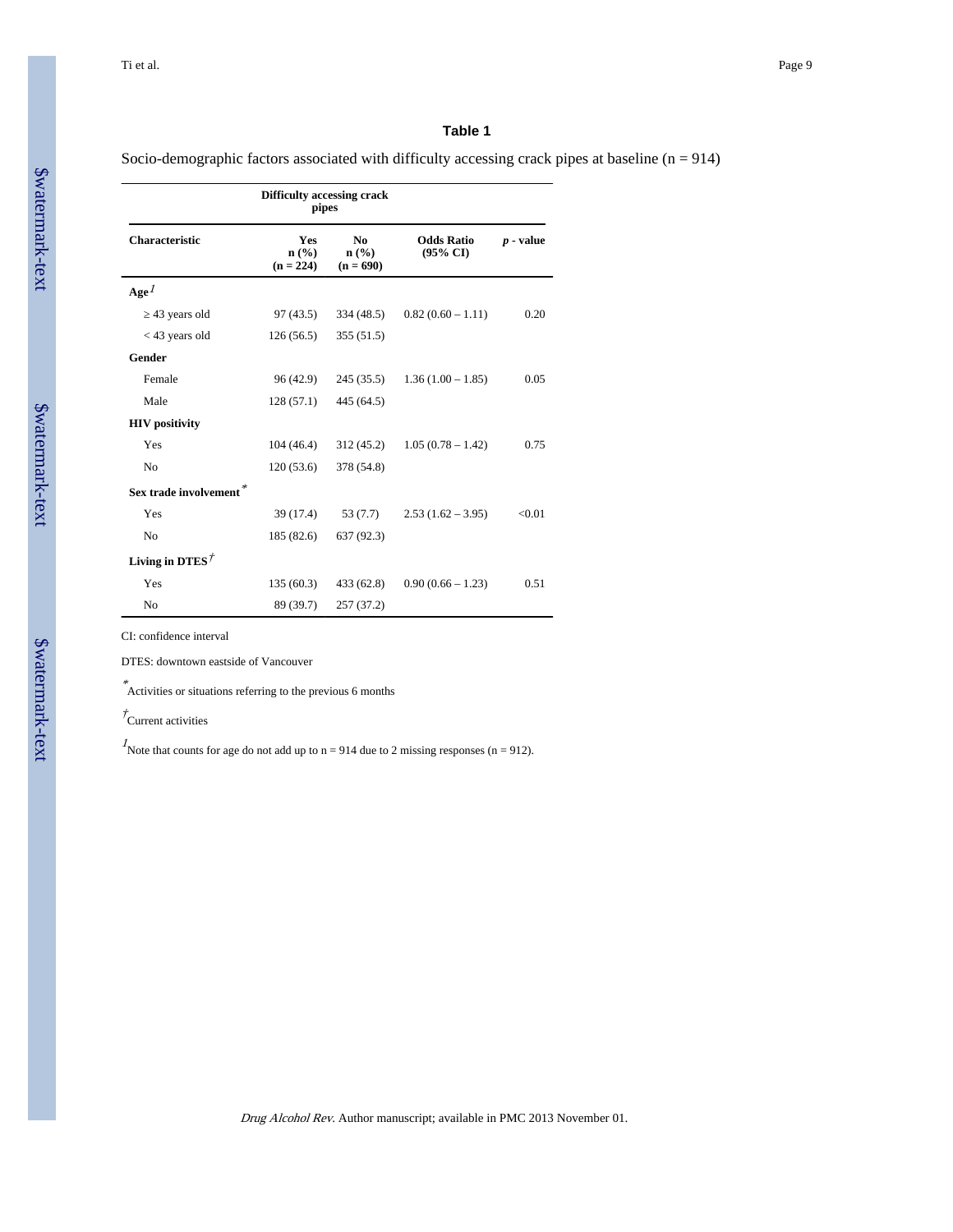## Table 1

Socio-demographic factors associated with difficulty accessing crack pipes at baseline (n = 914)

| | Difficulty accessing crack pipes | | | |
|---|---|---|---|---|
| **Characteristic** | **Yes n (%) (n = 224)** | **No n (%) (n = 690)** | **Odds Ratio (95% CI)** | ***p* - value** |
| **Age**[1] | | | | |
| ≥ 43 years old | 97 (43.5) | 334 (48.5) | 0.82 (0.60 – 1.11) | 0.20 |
| < 43 years old | 126 (56.5) | 355 (51.5) | | |
| **Gender** | | | | |
| Female | 96 (42.9) | 245 (35.5) | 1.36 (1.00 – 1.85) | 0.05 |
| Male | 128 (57.1) | 445 (64.5) | | |
| **HIV positivity** | | | | |
| Yes | 104 (46.4) | 312 (45.2) | 1.05 (0.78 – 1.42) | 0.75 |
| No | 120 (53.6) | 378 (54.8) | | |
| **Sex trade involvement**[*] | | | | |
| Yes | 39 (17.4) | 53 (7.7) | 2.53 (1.62 – 3.95) | <0.01 |
| No | 185 (82.6) | 637 (92.3) | | |
| **Living in DTES**[†] | | | | |
| Yes | 135 (60.3) | 433 (62.8) | 0.90 (0.66 – 1.23) | 0.51 |
| No | 89 (39.7) | 257 (37.2) | | |

CI: confidence interval

DTES: downtown eastside of Vancouver

[*]Activities or situations referring to the previous 6 months

[†]Current activities

[1]Note that counts for age do not add up to n = 914 due to 2 missing responses (n = 912).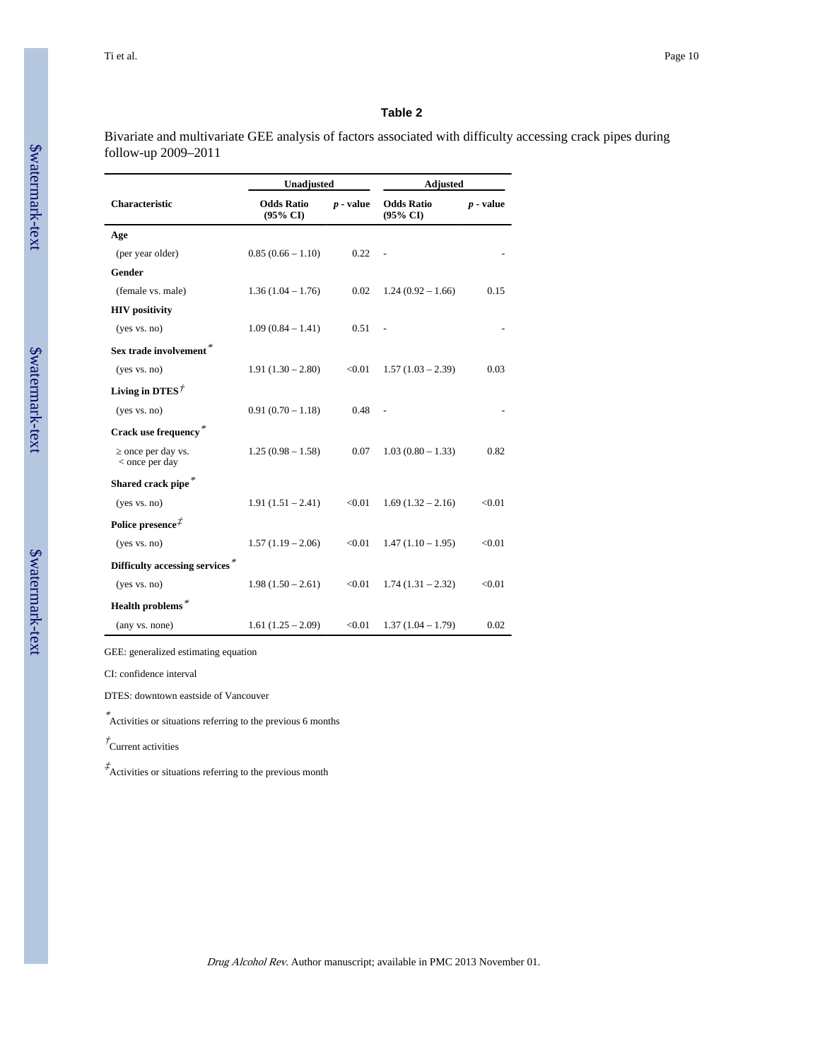**Table 2**

Bivariate and multivariate GEE analysis of factors associated with difficulty accessing crack pipes during follow-up 2009–2011

| | Unadjusted | | Adjusted | |
|---|---|---|---|---|
| **Characteristic** | **Odds Ratio (95% CI)** | ***p* - value** | **Odds Ratio (95% CI)** | ***p* - value** |
| **Age** | | | | |
| (per year older) | 0.85 (0.66 – 1.10) | 0.22 | - | - |
| **Gender** | | | | |
| (female vs. male) | 1.36 (1.04 – 1.76) | 0.02 | 1.24 (0.92 – 1.66) | 0.15 |
| **HIV positivity** | | | | |
| (yes vs. no) | 1.09 (0.84 – 1.41) | 0.51 | - | - |
| **Sex trade involvement** * | | | | |
| (yes vs. no) | 1.91 (1.30 – 2.80) | <0.01 | 1.57 (1.03 – 2.39) | 0.03 |
| **Living in DTES** † | | | | |
| (yes vs. no) | 0.91 (0.70 – 1.18) | 0.48 | - | - |
| **Crack use frequency** * | | | | |
| ≥ once per day vs. < once per day | 1.25 (0.98 – 1.58) | 0.07 | 1.03 (0.80 – 1.33) | 0.82 |
| **Shared crack pipe** * | | | | |
| (yes vs. no) | 1.91 (1.51 – 2.41) | <0.01 | 1.69 (1.32 – 2.16) | <0.01 |
| **Police presence** ‡ | | | | |
| (yes vs. no) | 1.57 (1.19 – 2.06) | <0.01 | 1.47 (1.10 – 1.95) | <0.01 |
| **Difficulty accessing services** * | | | | |
| (yes vs. no) | 1.98 (1.50 – 2.61) | <0.01 | 1.74 (1.31 – 2.32) | <0.01 |
| **Health problems** * | | | | |
| (any vs. none) | 1.61 (1.25 – 2.09) | <0.01 | 1.37 (1.04 – 1.79) | 0.02 |

GEE: generalized estimating equation

CI: confidence interval

DTES: downtown eastside of Vancouver

\* Activities or situations referring to the previous 6 months

† Current activities

‡ Activities or situations referring to the previous month